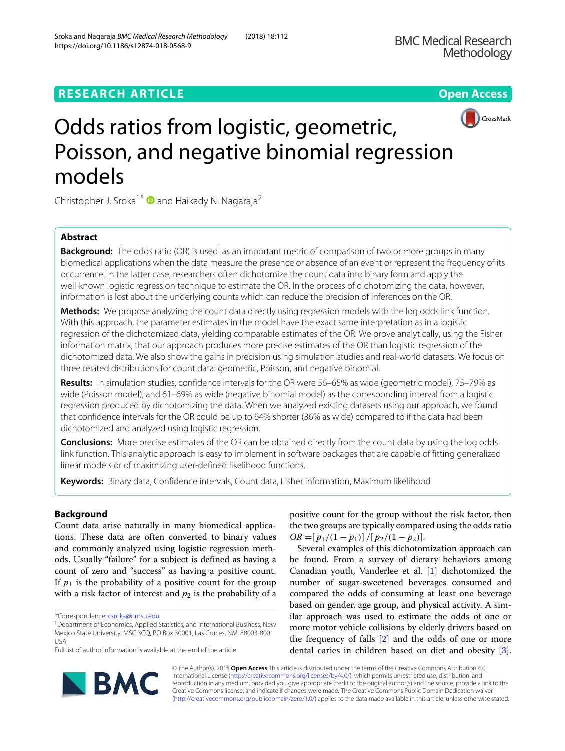RESEARCH ARTICLE

Open Access

# Odds ratios from logistic, geometric, Poisson, and negative binomial regression models

Christopher J. Sroka[1*] and Haikady N. Nagaraja[2]

## Abstract

**Background:** The odds ratio (OR) is used as an important metric of comparison of two or more groups in many biomedical applications when the data measure the presence or absence of an event or represent the frequency of its occurrence. In the latter case, researchers often dichotomize the count data into binary form and apply the well-known logistic regression technique to estimate the OR. In the process of dichotomizing the data, however, information is lost about the underlying counts which can reduce the precision of inferences on the OR.

**Methods:** We propose analyzing the count data directly using regression models with the log odds link function. With this approach, the parameter estimates in the model have the exact same interpretation as in a logistic regression of the dichotomized data, yielding comparable estimates of the OR. We prove analytically, using the Fisher information matrix, that our approach produces more precise estimates of the OR than logistic regression of the dichotomized data. We also show the gains in precision using simulation studies and real-world datasets. We focus on three related distributions for count data: geometric, Poisson, and negative binomial.

**Results:** In simulation studies, confidence intervals for the OR were 56–65% as wide (geometric model), 75–79% as wide (Poisson model), and 61–69% as wide (negative binomial model) as the corresponding interval from a logistic regression produced by dichotomizing the data. When we analyzed existing datasets using our approach, we found that confidence intervals for the OR could be up to 64% shorter (36% as wide) compared to if the data had been dichotomized and analyzed using logistic regression.

**Conclusions:** More precise estimates of the OR can be obtained directly from the count data by using the log odds link function. This analytic approach is easy to implement in software packages that are capable of fitting generalized linear models or of maximizing user-defined likelihood functions.

**Keywords:** Binary data, Confidence intervals, Count data, Fisher information, Maximum likelihood

## Background

Count data arise naturally in many biomedical applications. These data are often converted to binary values and commonly analyzed using logistic regression methods. Usually "failure" for a subject is defined as having a count of zero and "success" as having a positive count. If $p_1$ is the probability of a positive count for the group with a risk factor of interest and $p_2$ is the probability of a positive count for the group without the risk factor, then the two groups are typically compared using the odds ratio $OR = [p_1/(1-p_1)] / [p_2/(1-p_2)]$.

Several examples of this dichotomization approach can be found. From a survey of dietary behaviors among Canadian youth, Vanderlee et al. [1] dichotomized the number of sugar-sweetened beverages consumed and compared the odds of consuming at least one beverage based on gender, age group, and physical activity. A similar approach was used to estimate the odds of one or more motor vehicle collisions by elderly drivers based on the frequency of falls [2] and the odds of one or more dental caries in children based on diet and obesity [3].

*Correspondence: csroka@nmsu.edu

[1]Department of Economics, Applied Statistics, and International Business, New Mexico State University, MSC 3CQ, PO Box 30001, Las Cruces, NM, 88003-8001 USA

Full list of author information is available at the end of the article

© The Author(s). 2018 **Open Access** This article is distributed under the terms of the Creative Commons Attribution 4.0 International License (http://creativecommons.org/licenses/by/4.0/), which permits unrestricted use, distribution, and reproduction in any medium, provided you give appropriate credit to the original author(s) and the source, provide a link to the Creative Commons license, and indicate if changes were made. The Creative Commons Public Domain Dedication waiver (http://creativecommons.org/publicdomain/zero/1.0/) applies to the data made available in this article, unless otherwise stated.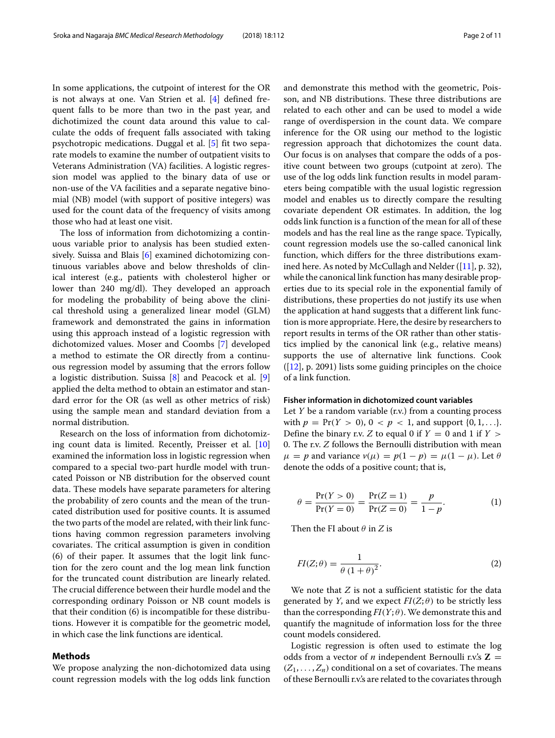In some applications, the cutpoint of interest for the OR is not always at one. Van Strien et al. [4] defined frequent falls to be more than two in the past year, and dichotimized the count data around this value to calculate the odds of frequent falls associated with taking psychotropic medications. Duggal et al. [5] fit two separate models to examine the number of outpatient visits to Veterans Administration (VA) facilities. A logistic regression model was applied to the binary data of use or non-use of the VA facilities and a separate negative binomial (NB) model (with support of positive integers) was used for the count data of the frequency of visits among those who had at least one visit.

The loss of information from dichotomizing a continuous variable prior to analysis has been studied extensively. Suissa and Blais [6] examined dichotomizing continuous variables above and below thresholds of clinical interest (e.g., patients with cholesterol higher or lower than 240 mg/dl). They developed an approach for modeling the probability of being above the clinical threshold using a generalized linear model (GLM) framework and demonstrated the gains in information using this approach instead of a logistic regression with dichotomized values. Moser and Coombs [7] developed a method to estimate the OR directly from a continuous regression model by assuming that the errors follow a logistic distribution. Suissa [8] and Peacock et al. [9] applied the delta method to obtain an estimator and standard error for the OR (as well as other metrics of risk) using the sample mean and standard deviation from a normal distribution.

Research on the loss of information from dichotomizing count data is limited. Recently, Preisser et al. [10] examined the information loss in logistic regression when compared to a special two-part hurdle model with truncated Poisson or NB distribution for the observed count data. These models have separate parameters for altering the probability of zero counts and the mean of the truncated distribution used for positive counts. It is assumed the two parts of the model are related, with their link functions having common regression parameters involving covariates. The critical assumption is given in condition (6) of their paper. It assumes that the logit link function for the zero count and the log mean link function for the truncated count distribution are linearly related. The crucial difference between their hurdle model and the corresponding ordinary Poisson or NB count models is that their condition (6) is incompatible for these distributions. However it is compatible for the geometric model, in which case the link functions are identical.

## Methods

We propose analyzing the non-dichotomized data using count regression models with the log odds link function and demonstrate this method with the geometric, Poisson, and NB distributions. These three distributions are related to each other and can be used to model a wide range of overdispersion in the count data. We compare inference for the OR using our method to the logistic regression approach that dichotomizes the count data. Our focus is on analyses that compare the odds of a positive count between two groups (cutpoint at zero). The use of the log odds link function results in model parameters being compatible with the usual logistic regression model and enables us to directly compare the resulting covariate dependent OR estimates. In addition, the log odds link function is a function of the mean for all of these models and has the real line as the range space. Typically, count regression models use the so-called canonical link function, which differs for the three distributions examined here. As noted by McCullagh and Nelder ([11], p. 32), while the canonical link function has many desirable properties due to its special role in the exponential family of distributions, these properties do not justify its use when the application at hand suggests that a different link function is more appropriate. Here, the desire by researchers to report results in terms of the OR rather than other statistics implied by the canonical link (e.g., relative means) supports the use of alternative link functions. Cook ([12], p. 2091) lists some guiding principles on the choice of a link function.

### Fisher information in dichotomized count variables

Let $Y$ be a random variable (r.v.) from a counting process with $p = \Pr(Y > 0)$, $0 < p < 1$, and support $\{0, 1, \ldots\}$. Define the binary r.v. $Z$ to equal 0 if $Y = 0$ and 1 if $Y > 0$. The r.v. $Z$ follows the Bernoulli distribution with mean $\mu = p$ and variance $v(\mu) = p(1-p) = \mu(1-\mu)$. Let $\theta$ denote the odds of a positive count; that is,

$$\theta = \frac{\Pr(Y > 0)}{\Pr(Y = 0)} = \frac{\Pr(Z = 1)}{\Pr(Z = 0)} = \frac{p}{1-p}. \tag{1}$$

Then the FI about $\theta$ in $Z$ is

$$FI(Z; \theta) = \frac{1}{\theta\,(1+\theta)^2}. \tag{2}$$

We note that $Z$ is not a sufficient statistic for the data generated by $Y$, and we expect $FI(Z; \theta)$ to be strictly less than the corresponding $FI(Y; \theta)$. We demonstrate this and quantify the magnitude of information loss for the three count models considered.

Logistic regression is often used to estimate the log odds from a vector of $n$ independent Bernoulli r.v.'s $\mathbf{Z} = (Z_1, \ldots, Z_n)$ conditional on a set of covariates. The means of these Bernoulli r.v.'s are related to the covariates through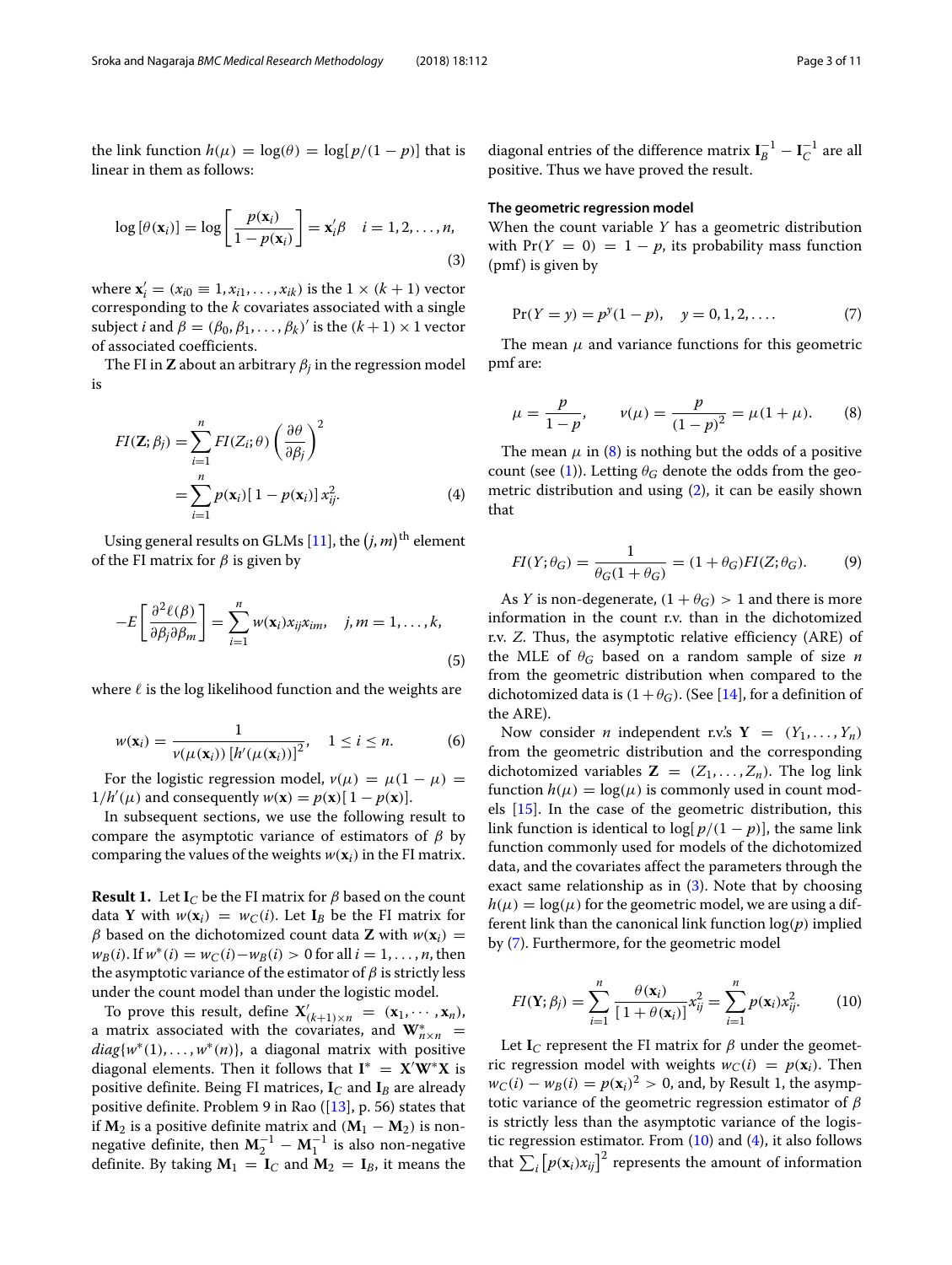the link function $h(\mu) = \log(\theta) = \log[p/(1-p)]$ that is linear in them as follows:

$$\log[\theta(\mathbf{x}_i)] = \log\left[\frac{p(\mathbf{x}_i)}{1-p(\mathbf{x}_i)}\right] = \mathbf{x}_i'\beta \quad i = 1, 2, \ldots, n, \tag{3}$$

where $\mathbf{x}_i' = (x_{i0} \equiv 1, x_{i1}, \ldots, x_{ik})$ is the $1 \times (k+1)$ vector corresponding to the $k$ covariates associated with a single subject $i$ and $\beta = (\beta_0, \beta_1, \ldots, \beta_k)'$ is the $(k+1) \times 1$ vector of associated coefficients.

The FI in $\mathbf{Z}$ about an arbitrary $\beta_j$ in the regression model is

$$\begin{aligned} FI(\mathbf{Z}; \beta_j) &= \sum_{i=1}^{n} FI(Z_i; \theta) \left(\frac{\partial \theta}{\partial \beta_j}\right)^2 \\ &= \sum_{i=1}^{n} p(\mathbf{x}_i)[1 - p(\mathbf{x}_i)] x_{ij}^2. \end{aligned} \tag{4}$$

Using general results on GLMs [11], the $(j, m)^{\text{th}}$ element of the FI matrix for $\beta$ is given by

$$-E\left[\frac{\partial^2 \ell(\beta)}{\partial \beta_j \partial \beta_m}\right] = \sum_{i=1}^{n} w(\mathbf{x}_i) x_{ij} x_{im}, \quad j, m = 1, \ldots, k, \tag{5}$$

where $\ell$ is the log likelihood function and the weights are

$$w(\mathbf{x}_i) = \frac{1}{v(\mu(\mathbf{x}_i))\,[h'(\mu(\mathbf{x}_i))]^2}, \quad 1 \le i \le n. \tag{6}$$

For the logistic regression model, $v(\mu) = \mu(1-\mu) = 1/h'(\mu)$ and consequently $w(\mathbf{x}) = p(\mathbf{x})[1 - p(\mathbf{x})]$.

In subsequent sections, we use the following result to compare the asymptotic variance of estimators of $\beta$ by comparing the values of the weights $w(\mathbf{x}_i)$ in the FI matrix.

**Result 1.** Let $\mathbf{I}_C$ be the FI matrix for $\beta$ based on the count data $\mathbf{Y}$ with $w(\mathbf{x}_i) = w_C(i)$. Let $\mathbf{I}_B$ be the FI matrix for $\beta$ based on the dichotomized count data $\mathbf{Z}$ with $w(\mathbf{x}_i) = w_B(i)$. If $w^*(i) = w_C(i) - w_B(i) > 0$ for all $i = 1, \ldots, n$, then the asymptotic variance of the estimator of $\beta$ is strictly less under the count model than under the logistic model.

To prove this result, define $\mathbf{X}'_{(k+1)\times n} = (\mathbf{x}_1, \cdots, \mathbf{x}_n)$, a matrix associated with the covariates, and $\mathbf{W}^*_{n\times n} = diag\{w^*(1), \ldots, w^*(n)\}$, a diagonal matrix with positive diagonal elements. Then it follows that $\mathbf{I}^* = \mathbf{X}'\mathbf{W}^*\mathbf{X}$ is positive definite. Being FI matrices, $\mathbf{I}_C$ and $\mathbf{I}_B$ are already positive definite. Problem 9 in Rao ([13], p. 56) states that if $\mathbf{M}_2$ is a positive definite matrix and $(\mathbf{M}_1 - \mathbf{M}_2)$ is non-negative definite, then $\mathbf{M}_2^{-1} - \mathbf{M}_1^{-1}$ is also non-negative definite. By taking $\mathbf{M}_1 = \mathbf{I}_C$ and $\mathbf{M}_2 = \mathbf{I}_B$, it means the diagonal entries of the difference matrix $\mathbf{I}_B^{-1} - \mathbf{I}_C^{-1}$ are all positive. Thus we have proved the result.

### The geometric regression model

When the count variable $Y$ has a geometric distribution with $\Pr(Y = 0) = 1 - p$, its probability mass function (pmf) is given by

$$\Pr(Y = y) = p^y(1-p), \quad y = 0, 1, 2, \ldots. \tag{7}$$

The mean $\mu$ and variance functions for this geometric pmf are:

$$\mu = \frac{p}{1-p}, \qquad v(\mu) = \frac{p}{(1-p)^2} = \mu(1+\mu). \tag{8}$$

The mean $\mu$ in (8) is nothing but the odds of a positive count (see (1)). Letting $\theta_G$ denote the odds from the geometric distribution and using (2), it can be easily shown that

$$FI(Y; \theta_G) = \frac{1}{\theta_G(1+\theta_G)} = (1+\theta_G) FI(Z; \theta_G). \tag{9}$$

As $Y$ is non-degenerate, $(1+\theta_G) > 1$ and there is more information in the count r.v. than in the dichotomized r.v. $Z$. Thus, the asymptotic relative efficiency (ARE) of the MLE of $\theta_G$ based on a random sample of size $n$ from the geometric distribution when compared to the dichotomized data is $(1+\theta_G)$. (See [14], for a definition of the ARE).

Now consider $n$ independent r.v.'s $\mathbf{Y} = (Y_1, \ldots, Y_n)$ from the geometric distribution and the corresponding dichotomized variables $\mathbf{Z} = (Z_1, \ldots, Z_n)$. The log link function $h(\mu) = \log(\mu)$ is commonly used in count models [15]. In the case of the geometric distribution, this link function is identical to $\log[p/(1-p)]$, the same link function commonly used for models of the dichotomized data, and the covariates affect the parameters through the exact same relationship as in (3). Note that by choosing $h(\mu) = \log(\mu)$ for the geometric model, we are using a different link than the canonical link function $\log(p)$ implied by (7). Furthermore, for the geometric model

$$FI(\mathbf{Y}; \beta_j) = \sum_{i=1}^{n} \frac{\theta(\mathbf{x}_i)}{[1+\theta(\mathbf{x}_i)]} x_{ij}^2 = \sum_{i=1}^{n} p(\mathbf{x}_i) x_{ij}^2. \tag{10}$$

Let $\mathbf{I}_C$ represent the FI matrix for $\beta$ under the geometric regression model with weights $w_C(i) = p(\mathbf{x}_i)$. Then $w_C(i) - w_B(i) = p(\mathbf{x}_i)^2 > 0$, and, by Result 1, the asymptotic variance of the geometric regression estimator of $\beta$ is strictly less than the asymptotic variance of the logistic regression estimator. From (10) and (4), it also follows that $\sum_i [p(\mathbf{x}_i)x_{ij}]^2$ represents the amount of information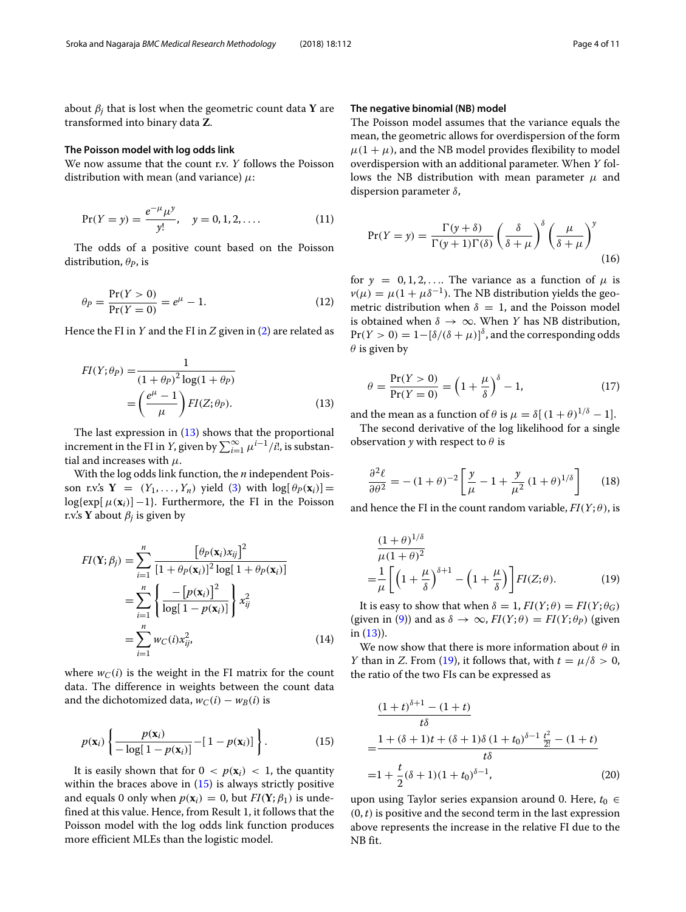about $\beta_j$ that is lost when the geometric count data $\mathbf{Y}$ are transformed into binary data $\mathbf{Z}$.

### The Poisson model with log odds link

We now assume that the count r.v. $Y$ follows the Poisson distribution with mean (and variance) $\mu$:

$$\Pr(Y = y) = \frac{e^{-\mu}\mu^y}{y!}, \quad y = 0, 1, 2, \ldots. \tag{11}$$

The odds of a positive count based on the Poisson distribution, $\theta_P$, is

$$\theta_P = \frac{\Pr(Y > 0)}{\Pr(Y = 0)} = e^{\mu} - 1. \tag{12}$$

Hence the FI in $Y$ and the FI in $Z$ given in (2) are related as

$$\begin{aligned} FI(Y;\theta_P) =& \frac{1}{(1+\theta_P)^2 \log(1+\theta_P)} \\ =& \left(\frac{e^{\mu}-1}{\mu}\right) FI(Z;\theta_P). \end{aligned} \tag{13}$$

The last expression in (13) shows that the proportional increment in the FI in $Y$, given by $\sum_{i=1}^{\infty} \mu^{i-1}/i!$, is substantial and increases with $\mu$.

With the log odds link function, the $n$ independent Poisson r.v.'s $\mathbf{Y} = (Y_1, \ldots, Y_n)$ yield (3) with $\log[\theta_P(\mathbf{x}_i)] = \log\{\exp[\mu(\mathbf{x}_i)] - 1\}$. Furthermore, the FI in the Poisson r.v.'s $\mathbf{Y}$ about $\beta_j$ is given by

$$\begin{aligned} FI(\mathbf{Y};\beta_j) =& \sum_{i=1}^{n} \frac{\left[\theta_P(\mathbf{x}_i) x_{ij}\right]^2}{[1+\theta_P(\mathbf{x}_i)]^2 \log[1+\theta_P(\mathbf{x}_i)]} \\ =& \sum_{i=1}^{n} \left\{ \frac{-\left[p(\mathbf{x}_i)\right]^2}{\log[1-p(\mathbf{x}_i)]} \right\} x_{ij}^2 \\ =& \sum_{i=1}^{n} w_C(i) x_{ij}^2, \end{aligned} \tag{14}$$

where $w_C(i)$ is the weight in the FI matrix for the count data. The difference in weights between the count data and the dichotomized data, $w_C(i) - w_B(i)$ is

$$p(\mathbf{x}_i) \left\{ \frac{p(\mathbf{x}_i)}{-\log[1-p(\mathbf{x}_i)]} - [1-p(\mathbf{x}_i)] \right\}. \tag{15}$$

It is easily shown that for $0 < p(\mathbf{x}_i) < 1$, the quantity within the braces above in (15) is always strictly positive and equals 0 only when $p(\mathbf{x}_i) = 0$, but $FI(\mathbf{Y};\beta_1)$ is undefined at this value. Hence, from Result 1, it follows that the Poisson model with the log odds link function produces more efficient MLEs than the logistic model.

### The negative binomial (NB) model

The Poisson model assumes that the variance equals the mean, the geometric allows for overdispersion of the form $\mu(1+\mu)$, and the NB model provides flexibility to model overdispersion with an additional parameter. When $Y$ follows the NB distribution with mean parameter $\mu$ and dispersion parameter $\delta$,

$$\Pr(Y = y) = \frac{\Gamma(y+\delta)}{\Gamma(y+1)\Gamma(\delta)} \left(\frac{\delta}{\delta+\mu}\right)^{\delta} \left(\frac{\mu}{\delta+\mu}\right)^{y} \tag{16}$$

for $y = 0, 1, 2, \ldots$. The variance as a function of $\mu$ is $v(\mu) = \mu(1+\mu\delta^{-1})$. The NB distribution yields the geometric distribution when $\delta = 1$, and the Poisson model is obtained when $\delta \to \infty$. When $Y$ has NB distribution, $\Pr(Y > 0) = 1 - [\delta/(\delta+\mu)]^{\delta}$, and the corresponding odds $\theta$ is given by

$$\theta = \frac{\Pr(Y > 0)}{\Pr(Y = 0)} = \left(1 + \frac{\mu}{\delta}\right)^{\delta} - 1, \tag{17}$$

and the mean as a function of $\theta$ is $\mu = \delta[(1+\theta)^{1/\delta} - 1]$.

The second derivative of the log likelihood for a single observation $y$ with respect to $\theta$ is

$$\frac{\partial^2 \ell}{\partial \theta^2} = -(1+\theta)^{-2} \left[\frac{y}{\mu} - 1 + \frac{y}{\mu^2}(1+\theta)^{1/\delta}\right] \tag{18}$$

and hence the FI in the count random variable, $FI(Y;\theta)$, is

$$\begin{aligned} & \frac{(1+\theta)^{1/\delta}}{\mu(1+\theta)^2} \\ =& \frac{1}{\mu}\left[\left(1+\frac{\mu}{\delta}\right)^{\delta+1} - \left(1+\frac{\mu}{\delta}\right)\right] FI(Z;\theta). \end{aligned} \tag{19}$$

It is easy to show that when $\delta = 1$, $FI(Y;\theta) = FI(Y;\theta_G)$ (given in (9)) and as $\delta \to \infty$, $FI(Y;\theta) = FI(Y;\theta_P)$ (given in (13)).

We now show that there is more information about $\theta$ in $Y$ than in $Z$. From (19), it follows that, with $t = \mu/\delta > 0$, the ratio of the two FIs can be expressed as

$$\begin{aligned} & \frac{(1+t)^{\delta+1} - (1+t)}{t\delta} \\ =& \frac{1 + (\delta+1)t + (\delta+1)\delta(1+t_0)^{\delta-1}\frac{t^2}{2!} - (1+t)}{t\delta} \\ =& 1 + \frac{t}{2}(\delta+1)(1+t_0)^{\delta-1}, \end{aligned} \tag{20}$$

upon using Taylor series expansion around 0. Here, $t_0 \in (0, t)$ is positive and the second term in the last expression above represents the increase in the relative FI due to the NB fit.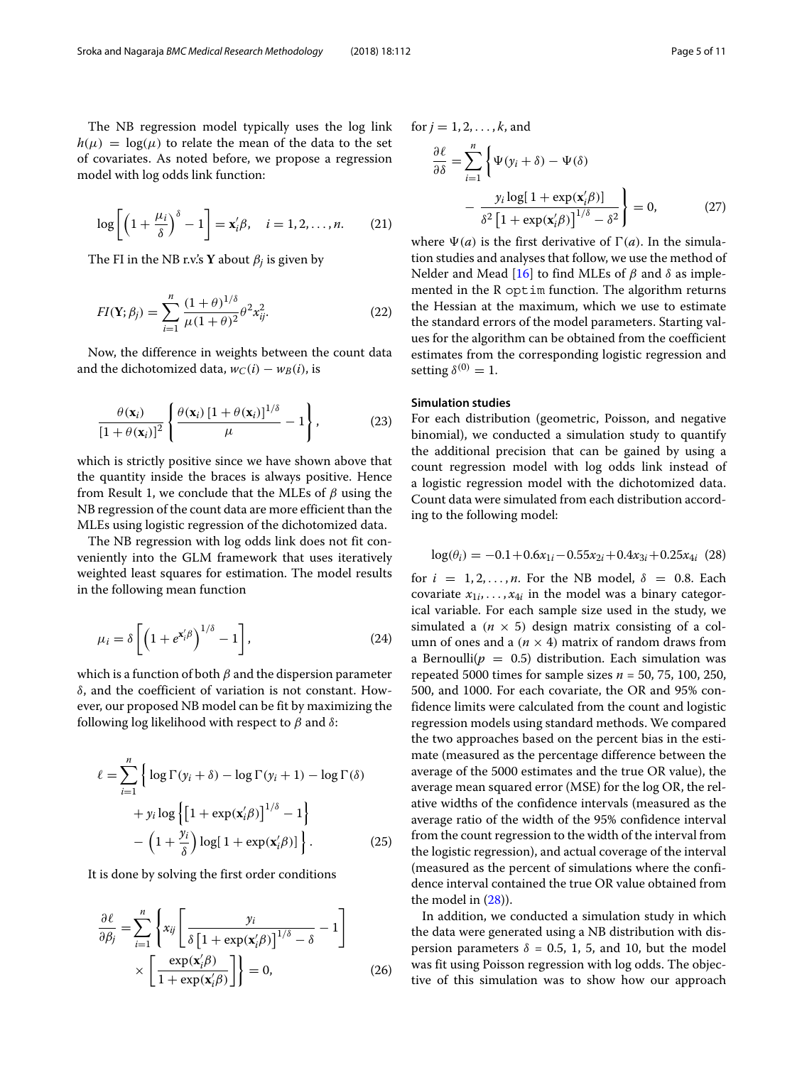The NB regression model typically uses the log link $h(\mu) = \log(\mu)$ to relate the mean of the data to the set of covariates. As noted before, we propose a regression model with log odds link function:

$$\log\left[\left(1+\frac{\mu_i}{\delta}\right)^{\delta}-1\right] = \mathbf{x}_i'\beta, \quad i=1,2,\ldots,n. \tag{21}$$

The FI in the NB r.v.'s $\mathbf{Y}$ about $\beta_j$ is given by

$$FI(\mathbf{Y};\beta_j) = \sum_{i=1}^{n} \frac{(1+\theta)^{1/\delta}}{\mu(1+\theta)^2}\theta^2 x_{ij}^2. \tag{22}$$

Now, the difference in weights between the count data and the dichotomized data, $w_C(i) - w_B(i)$, is

$$\frac{\theta(\mathbf{x}_i)}{[1+\theta(\mathbf{x}_i)]^2}\left\{\frac{\theta(\mathbf{x}_i)\,[1+\theta(\mathbf{x}_i)]^{1/\delta}}{\mu}-1\right\}, \tag{23}$$

which is strictly positive since we have shown above that the quantity inside the braces is always positive. Hence from Result 1, we conclude that the MLEs of $\beta$ using the NB regression of the count data are more efficient than the MLEs using logistic regression of the dichotomized data.

The NB regression with log odds link does not fit conveniently into the GLM framework that uses iteratively weighted least squares for estimation. The model results in the following mean function

$$\mu_i = \delta\left[\left(1+e^{\mathbf{x}_i'\beta}\right)^{1/\delta}-1\right], \tag{24}$$

which is a function of both $\beta$ and the dispersion parameter $\delta$, and the coefficient of variation is not constant. However, our proposed NB model can be fit by maximizing the following log likelihood with respect to $\beta$ and $\delta$:

$$\begin{aligned}\ell = \sum_{i=1}^{n}\Big\{ &\log\Gamma(y_i+\delta) - \log\Gamma(y_i+1) - \log\Gamma(\delta) \\ &+ y_i\log\left\{\left[1+\exp(\mathbf{x}_i'\beta)\right]^{1/\delta}-1\right\} \\ &- \left(1+\frac{y_i}{\delta}\right)\log[\,1+\exp(\mathbf{x}_i'\beta)]\Big\}.\end{aligned} \tag{25}$$

It is done by solving the first order conditions

$$\begin{aligned}\frac{\partial\ell}{\partial\beta_j} = \sum_{i=1}^{n}\Bigg\{ &x_{ij}\left[\frac{y_i}{\delta\left[1+\exp(\mathbf{x}_i'\beta)\right]^{1/\delta}-\delta}-1\right] \\ &\times\left[\frac{\exp(\mathbf{x}_i'\beta)}{1+\exp(\mathbf{x}_i'\beta)}\right]\Bigg\} = 0,\end{aligned} \tag{26}$$

for $j=1,2,\ldots,k$, and

$$\begin{aligned}\frac{\partial\ell}{\partial\delta} = \sum_{i=1}^{n}\Bigg\{ &\Psi(y_i+\delta) - \Psi(\delta) \\ &- \frac{y_i\log[\,1+\exp(\mathbf{x}_i'\beta)]}{\delta^2\left[1+\exp(\mathbf{x}_i'\beta)\right]^{1/\delta}-\delta^2}\Bigg\} = 0,\end{aligned} \tag{27}$$

where $\Psi(a)$ is the first derivative of $\Gamma(a)$. In the simulation studies and analyses that follow, we use the method of Nelder and Mead [16] to find MLEs of $\beta$ and $\delta$ as implemented in the R `optim` function. The algorithm returns the Hessian at the maximum, which we use to estimate the standard errors of the model parameters. Starting values for the algorithm can be obtained from the coefficient estimates from the corresponding logistic regression and setting $\delta^{(0)} = 1$.

#### Simulation studies

For each distribution (geometric, Poisson, and negative binomial), we conducted a simulation study to quantify the additional precision that can be gained by using a count regression model with log odds link instead of a logistic regression model with the dichotomized data. Count data were simulated from each distribution according to the following model:

$$\log(\theta_i) = -0.1 + 0.6x_{1i} - 0.55x_{2i} + 0.4x_{3i} + 0.25x_{4i} \tag{28}$$

for $i = 1,2,\ldots,n$. For the NB model, $\delta = 0.8$. Each covariate $x_{1i},\ldots,x_{4i}$ in the model was a binary categorical variable. For each sample size used in the study, we simulated a $(n \times 5)$ design matrix consisting of a column of ones and a $(n \times 4)$ matrix of random draws from a Bernoulli$(p = 0.5)$ distribution. Each simulation was repeated 5000 times for sample sizes $n$ = 50, 75, 100, 250, 500, and 1000. For each covariate, the OR and 95% confidence limits were calculated from the count and logistic regression models using standard methods. We compared the two approaches based on the percent bias in the estimate (measured as the percentage difference between the average of the 5000 estimates and the true OR value), the average mean squared error (MSE) for the log OR, the relative widths of the confidence intervals (measured as the average ratio of the width of the 95% confidence interval from the count regression to the width of the interval from the logistic regression), and actual coverage of the interval (measured as the percent of simulations where the confidence interval contained the true OR value obtained from the model in (28)).

In addition, we conducted a simulation study in which the data were generated using a NB distribution with dispersion parameters $\delta$ = 0.5, 1, 5, and 10, but the model was fit using Poisson regression with log odds. The objective of this simulation was to show how our approach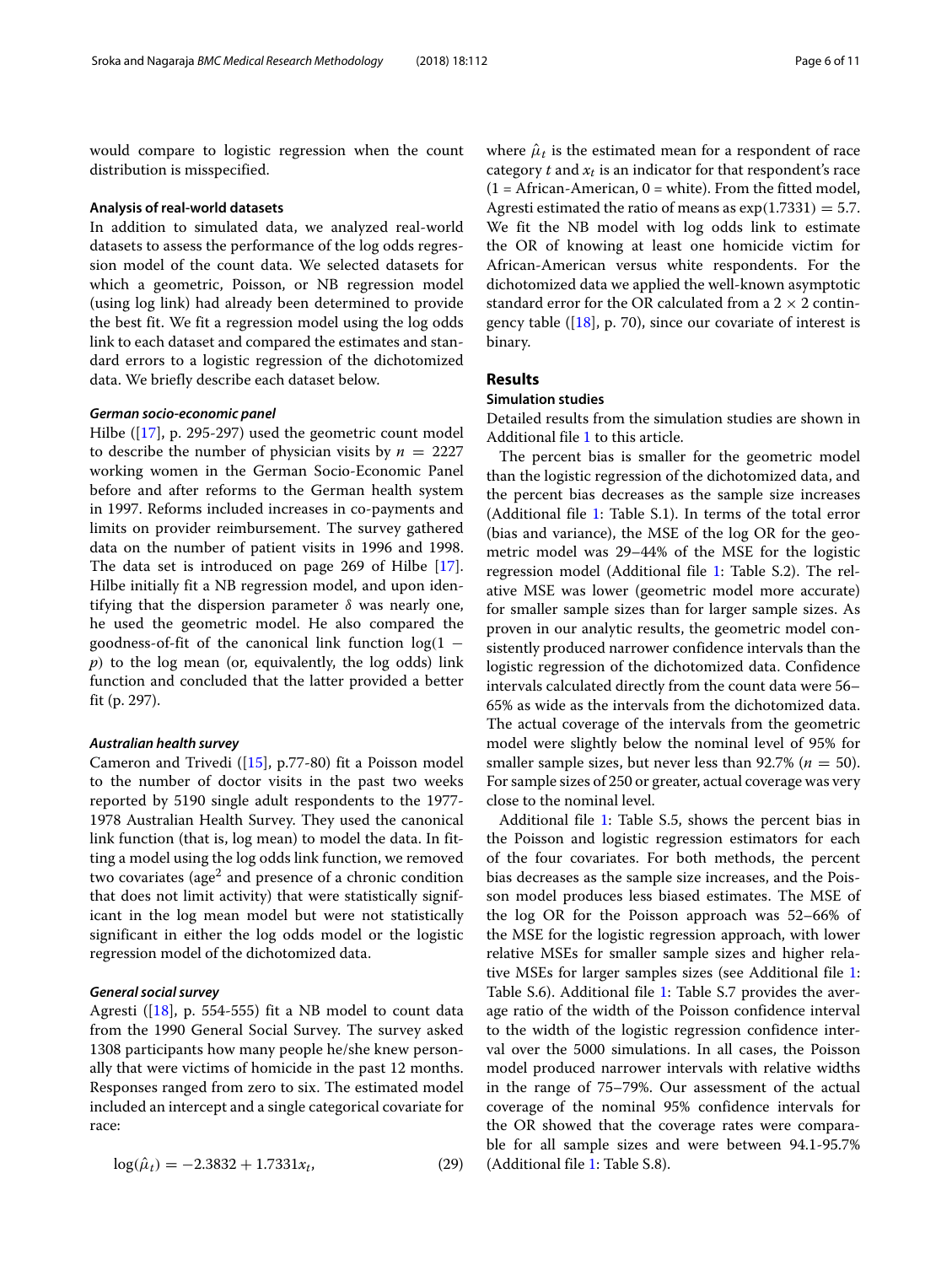would compare to logistic regression when the count distribution is misspecified.

### Analysis of real-world datasets

In addition to simulated data, we analyzed real-world datasets to assess the performance of the log odds regression model of the count data. We selected datasets for which a geometric, Poisson, or NB regression model (using log link) had already been determined to provide the best fit. We fit a regression model using the log odds link to each dataset and compared the estimates and standard errors to a logistic regression of the dichotomized data. We briefly describe each dataset below.

#### *German socio-economic panel*

Hilbe ([17], p. 295-297) used the geometric count model to describe the number of physician visits by $n = 2227$ working women in the German Socio-Economic Panel before and after reforms to the German health system in 1997. Reforms included increases in co-payments and limits on provider reimbursement. The survey gathered data on the number of patient visits in 1996 and 1998. The data set is introduced on page 269 of Hilbe [17]. Hilbe initially fit a NB regression model, and upon identifying that the dispersion parameter $\delta$ was nearly one, he used the geometric model. He also compared the goodness-of-fit of the canonical link function $\log(1 - p)$ to the log mean (or, equivalently, the log odds) link function and concluded that the latter provided a better fit (p. 297).

#### *Australian health survey*

Cameron and Trivedi ([15], p.77-80) fit a Poisson model to the number of doctor visits in the past two weeks reported by 5190 single adult respondents to the 1977-1978 Australian Health Survey. They used the canonical link function (that is, log mean) to model the data. In fitting a model using the log odds link function, we removed two covariates (age$^2$ and presence of a chronic condition that does not limit activity) that were statistically significant in the log mean model but were not statistically significant in either the log odds model or the logistic regression model of the dichotomized data.

#### *General social survey*

Agresti ([18], p. 554-555) fit a NB model to count data from the 1990 General Social Survey. The survey asked 1308 participants how many people he/she knew personally that were victims of homicide in the past 12 months. Responses ranged from zero to six. The estimated model included an intercept and a single categorical covariate for race:

$$\log(\hat{\mu}_t) = -2.3832 + 1.7331 x_t, \tag{29}$$

where $\hat{\mu}_t$ is the estimated mean for a respondent of race category $t$ and $x_t$ is an indicator for that respondent's race (1 = African-American, 0 = white). From the fitted model, Agresti estimated the ratio of means as $\exp(1.7331) = 5.7$. We fit the NB model with log odds link to estimate the OR of knowing at least one homicide victim for African-American versus white respondents. For the dichotomized data we applied the well-known asymptotic standard error for the OR calculated from a $2 \times 2$ contingency table ([18], p. 70), since our covariate of interest is binary.

## Results

### Simulation studies

Detailed results from the simulation studies are shown in Additional file 1 to this article.

The percent bias is smaller for the geometric model than the logistic regression of the dichotomized data, and the percent bias decreases as the sample size increases (Additional file 1: Table S.1). In terms of the total error (bias and variance), the MSE of the log OR for the geometric model was 29–44% of the MSE for the logistic regression model (Additional file 1: Table S.2). The relative MSE was lower (geometric model more accurate) for smaller sample sizes than for larger sample sizes. As proven in our analytic results, the geometric model consistently produced narrower confidence intervals than the logistic regression of the dichotomized data. Confidence intervals calculated directly from the count data were 56–65% as wide as the intervals from the dichotomized data. The actual coverage of the intervals from the geometric model were slightly below the nominal level of 95% for smaller sample sizes, but never less than 92.7% ($n = 50$). For sample sizes of 250 or greater, actual coverage was very close to the nominal level.

Additional file 1: Table S.5, shows the percent bias in the Poisson and logistic regression estimators for each of the four covariates. For both methods, the percent bias decreases as the sample size increases, and the Poisson model produces less biased estimates. The MSE of the log OR for the Poisson approach was 52–66% of the MSE for the logistic regression approach, with lower relative MSEs for smaller sample sizes and higher relative MSEs for larger samples sizes (see Additional file 1: Table S.6). Additional file 1: Table S.7 provides the average ratio of the width of the Poisson confidence interval to the width of the logistic regression confidence interval over the 5000 simulations. In all cases, the Poisson model produced narrower intervals with relative widths in the range of 75–79%. Our assessment of the actual coverage of the nominal 95% confidence intervals for the OR showed that the coverage rates were comparable for all sample sizes and were between 94.1-95.7% (Additional file 1: Table S.8).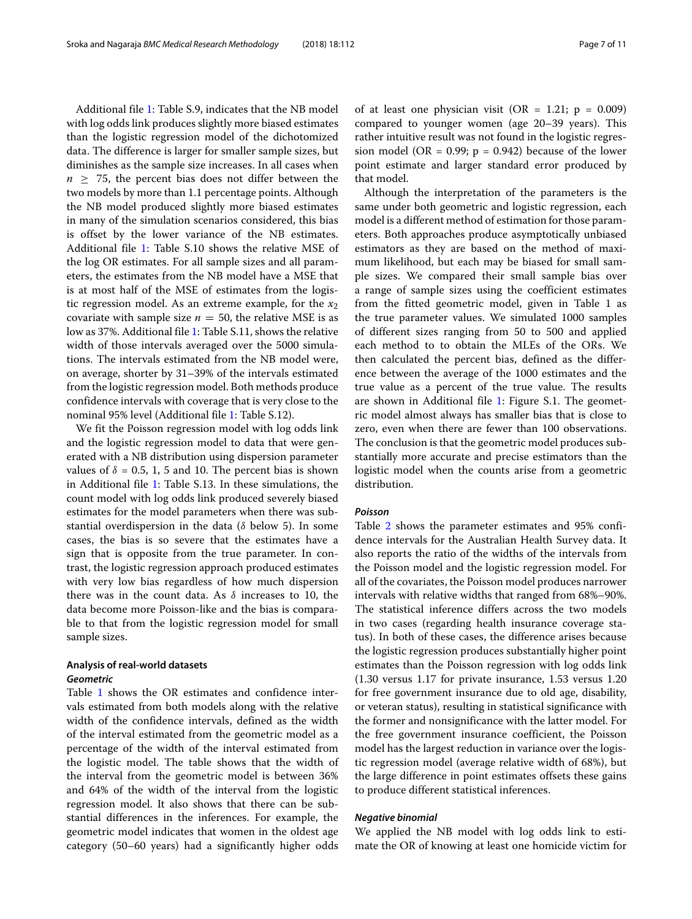Additional file 1: Table S.9, indicates that the NB model with log odds link produces slightly more biased estimates than the logistic regression model of the dichotomized data. The difference is larger for smaller sample sizes, but diminishes as the sample size increases. In all cases when $n \geq 75$, the percent bias does not differ between the two models by more than 1.1 percentage points. Although the NB model produced slightly more biased estimates in many of the simulation scenarios considered, this bias is offset by the lower variance of the NB estimates. Additional file 1: Table S.10 shows the relative MSE of the log OR estimates. For all sample sizes and all parameters, the estimates from the NB model have a MSE that is at most half of the MSE of estimates from the logistic regression model. As an extreme example, for the $x_2$ covariate with sample size $n = 50$, the relative MSE is as low as 37%. Additional file 1: Table S.11, shows the relative width of those intervals averaged over the 5000 simulations. The intervals estimated from the NB model were, on average, shorter by 31–39% of the intervals estimated from the logistic regression model. Both methods produce confidence intervals with coverage that is very close to the nominal 95% level (Additional file 1: Table S.12).

We fit the Poisson regression model with log odds link and the logistic regression model to data that were generated with a NB distribution using dispersion parameter values of $\delta$ = 0.5, 1, 5 and 10. The percent bias is shown in Additional file 1: Table S.13. In these simulations, the count model with log odds link produced severely biased estimates for the model parameters when there was substantial overdispersion in the data ($\delta$ below 5). In some cases, the bias is so severe that the estimates have a sign that is opposite from the true parameter. In contrast, the logistic regression approach produced estimates with very low bias regardless of how much dispersion there was in the count data. As $\delta$ increases to 10, the data become more Poisson-like and the bias is comparable to that from the logistic regression model for small sample sizes.

## Analysis of real-world datasets

### *Geometric*

Table 1 shows the OR estimates and confidence intervals estimated from both models along with the relative width of the confidence intervals, defined as the width of the interval estimated from the geometric model as a percentage of the width of the interval estimated from the logistic model. The table shows that the width of the interval from the geometric model is between 36% and 64% of the width of the interval from the logistic regression model. It also shows that there can be substantial differences in the inferences. For example, the geometric model indicates that women in the oldest age category (50–60 years) had a significantly higher odds of at least one physician visit (OR = 1.21; p = 0.009) compared to younger women (age 20–39 years). This rather intuitive result was not found in the logistic regression model (OR = 0.99; p = 0.942) because of the lower point estimate and larger standard error produced by that model.

Although the interpretation of the parameters is the same under both geometric and logistic regression, each model is a different method of estimation for those parameters. Both approaches produce asymptotically unbiased estimators as they are based on the method of maximum likelihood, but each may be biased for small sample sizes. We compared their small sample bias over a range of sample sizes using the coefficient estimates from the fitted geometric model, given in Table 1 as the true parameter values. We simulated 1000 samples of different sizes ranging from 50 to 500 and applied each method to to obtain the MLEs of the ORs. We then calculated the percent bias, defined as the difference between the average of the 1000 estimates and the true value as a percent of the true value. The results are shown in Additional file 1: Figure S.1. The geometric model almost always has smaller bias that is close to zero, even when there are fewer than 100 observations. The conclusion is that the geometric model produces substantially more accurate and precise estimators than the logistic model when the counts arise from a geometric distribution.

### *Poisson*

Table 2 shows the parameter estimates and 95% confidence intervals for the Australian Health Survey data. It also reports the ratio of the widths of the intervals from the Poisson model and the logistic regression model. For all of the covariates, the Poisson model produces narrower intervals with relative widths that ranged from 68%–90%. The statistical inference differs across the two models in two cases (regarding health insurance coverage status). In both of these cases, the difference arises because the logistic regression produces substantially higher point estimates than the Poisson regression with log odds link (1.30 versus 1.17 for private insurance, 1.53 versus 1.20 for free government insurance due to old age, disability, or veteran status), resulting in statistical significance with the former and nonsignificance with the latter model. For the free government insurance coefficient, the Poisson model has the largest reduction in variance over the logistic regression model (average relative width of 68%), but the large difference in point estimates offsets these gains to produce different statistical inferences.

### *Negative binomial*

We applied the NB model with log odds link to estimate the OR of knowing at least one homicide victim for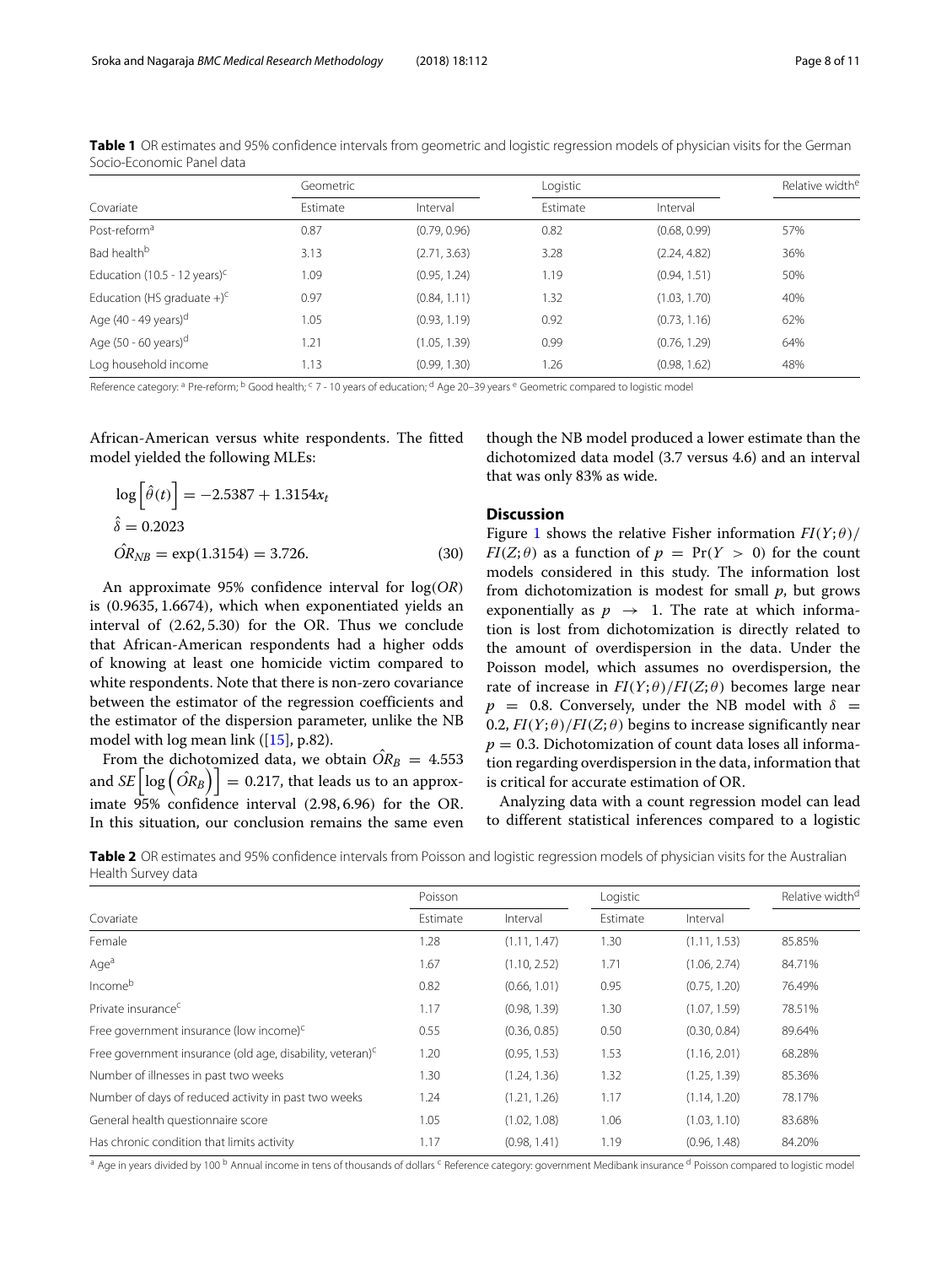**Table 1** OR estimates and 95% confidence intervals from geometric and logistic regression models of physician visits for the German Socio-Economic Panel data

| | Geometric | | Logistic | | Relative width[e] |
|---|---|---|---|---|---|
| Covariate | Estimate | Interval | Estimate | Interval | |
| Post-reform[a] | 0.87 | (0.79, 0.96) | 0.82 | (0.68, 0.99) | 57% |
| Bad health[b] | 3.13 | (2.71, 3.63) | 3.28 | (2.24, 4.82) | 36% |
| Education (10.5 - 12 years)[c] | 1.09 | (0.95, 1.24) | 1.19 | (0.94, 1.51) | 50% |
| Education (HS graduate +)[c] | 0.97 | (0.84, 1.11) | 1.32 | (1.03, 1.70) | 40% |
| Age (40 - 49 years)[d] | 1.05 | (0.93, 1.19) | 0.92 | (0.73, 1.16) | 62% |
| Age (50 - 60 years)[d] | 1.21 | (1.05, 1.39) | 0.99 | (0.76, 1.29) | 64% |
| Log household income | 1.13 | (0.99, 1.30) | 1.26 | (0.98, 1.62) | 48% |

Reference category: [a] Pre-reform; [b] Good health; [c] 7 - 10 years of education; [d] Age 20–39 years [e] Geometric compared to logistic model

African-American versus white respondents. The fitted model yielded the following MLEs:

$$\log\left[\hat{\theta}(t)\right] = -2.5387 + 1.3154x_t$$
$$\hat{\delta} = 0.2023$$
$$\hat{OR}_{NB} = \exp(1.3154) = 3.726. \tag{30}$$

An approximate 95% confidence interval for $\log(OR)$ is $(0.9635, 1.6674)$, which when exponentiated yields an interval of $(2.62, 5.30)$ for the OR. Thus we conclude that African-American respondents had a higher odds of knowing at least one homicide victim compared to white respondents. Note that there is non-zero covariance between the estimator of the regression coefficients and the estimator of the dispersion parameter, unlike the NB model with log mean link ([15], p.82).

From the dichotomized data, we obtain $\hat{OR}_B = 4.553$ and $SE\left[\log\left(\hat{OR}_B\right)\right] = 0.217$, that leads us to an approximate 95% confidence interval $(2.98, 6.96)$ for the OR. In this situation, our conclusion remains the same even though the NB model produced a lower estimate than the dichotomized data model (3.7 versus 4.6) and an interval that was only 83% as wide.

## Discussion

Figure 1 shows the relative Fisher information $FI(Y;\theta)/FI(Z;\theta)$ as a function of $p = \Pr(Y > 0)$ for the count models considered in this study. The information lost from dichotomization is modest for small $p$, but grows exponentially as $p \to 1$. The rate at which information is lost from dichotomization is directly related to the amount of overdispersion in the data. Under the Poisson model, which assumes no overdispersion, the rate of increase in $FI(Y;\theta)/FI(Z;\theta)$ becomes large near $p = 0.8$. Conversely, under the NB model with $\delta = 0.2$, $FI(Y;\theta)/FI(Z;\theta)$ begins to increase significantly near $p = 0.3$. Dichotomization of count data loses all information regarding overdispersion in the data, information that is critical for accurate estimation of OR.

Analyzing data with a count regression model can lead to different statistical inferences compared to a logistic

**Table 2** OR estimates and 95% confidence intervals from Poisson and logistic regression models of physician visits for the Australian Health Survey data

| | Poisson | | Logistic | | Relative width[d] |
|---|---|---|---|---|---|
| Covariate | Estimate | Interval | Estimate | Interval | |
| Female | 1.28 | (1.11, 1.47) | 1.30 | (1.11, 1.53) | 85.85% |
| Age[a] | 1.67 | (1.10, 2.52) | 1.71 | (1.06, 2.74) | 84.71% |
| Income[b] | 0.82 | (0.66, 1.01) | 0.95 | (0.75, 1.20) | 76.49% |
| Private insurance[c] | 1.17 | (0.98, 1.39) | 1.30 | (1.07, 1.59) | 78.51% |
| Free government insurance (low income)[c] | 0.55 | (0.36, 0.85) | 0.50 | (0.30, 0.84) | 89.64% |
| Free government insurance (old age, disability, veteran)[c] | 1.20 | (0.95, 1.53) | 1.53 | (1.16, 2.01) | 68.28% |
| Number of illnesses in past two weeks | 1.30 | (1.24, 1.36) | 1.32 | (1.25, 1.39) | 85.36% |
| Number of days of reduced activity in past two weeks | 1.24 | (1.21, 1.26) | 1.17 | (1.14, 1.20) | 78.17% |
| General health questionnaire score | 1.05 | (1.02, 1.08) | 1.06 | (1.03, 1.10) | 83.68% |
| Has chronic condition that limits activity | 1.17 | (0.98, 1.41) | 1.19 | (0.96, 1.48) | 84.20% |

[a] Age in years divided by 100 [b] Annual income in tens of thousands of dollars [c] Reference category: government Medibank insurance [d] Poisson compared to logistic model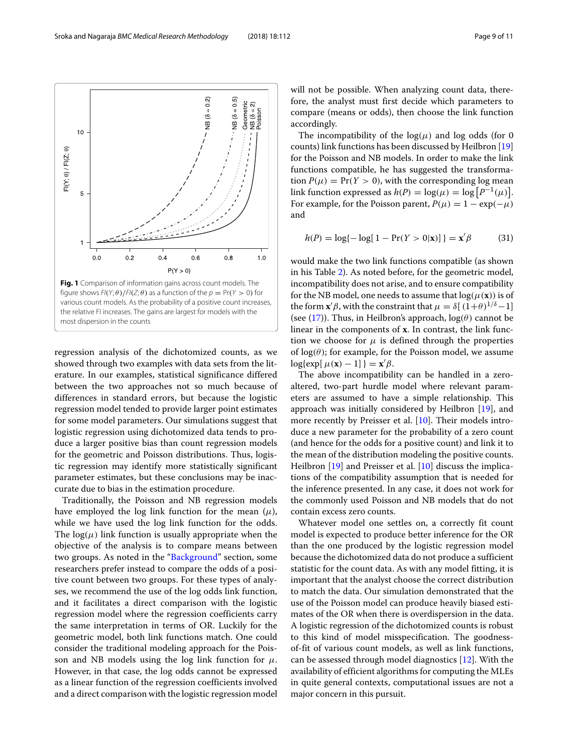**Fig. 1** Comparison of information gains across count models. The figure shows $FI(Y;\theta)/FI(Z;\theta)$ as a function of the $p = \Pr(Y > 0)$ for various count models. As the probability of a positive count increases, the relative FI increases. The gains are largest for models with the most dispersion in the counts

regression analysis of the dichotomized counts, as we showed through two examples with data sets from the literature. In our examples, statistical significance differed between the two approaches not so much because of differences in standard errors, but because the logistic regression model tended to provide larger point estimates for some model parameters. Our simulations suggest that logistic regression using dichotomized data tends to produce a larger positive bias than count regression models for the geometric and Poisson distributions. Thus, logistic regression may identify more statistically significant parameter estimates, but these conclusions may be inaccurate due to bias in the estimation procedure.

Traditionally, the Poisson and NB regression models have employed the log link function for the mean ($\mu$), while we have used the log link function for the odds. The $\log(\mu)$ link function is usually appropriate when the objective of the analysis is to compare means between two groups. As noted in the "Background" section, some researchers prefer instead to compare the odds of a positive count between two groups. For these types of analyses, we recommend the use of the log odds link function, and it facilitates a direct comparison with the logistic regression model where the regression coefficients carry the same interpretation in terms of OR. Luckily for the geometric model, both link functions match. One could consider the traditional modeling approach for the Poisson and NB models using the log link function for $\mu$. However, in that case, the log odds cannot be expressed as a linear function of the regression coefficients involved and a direct comparison with the logistic regression model will not be possible. When analyzing count data, therefore, the analyst must first decide which parameters to compare (means or odds), then choose the link function accordingly.

The incompatibility of the $\log(\mu)$ and log odds (for 0 counts) link functions has been discussed by Heilbron [19] for the Poisson and NB models. In order to make the link functions compatible, he has suggested the transformation $P(\mu) = \Pr(Y > 0)$, with the corresponding log mean link function expressed as $h(P) = \log(\mu) = \log\left[P^{-1}(\mu)\right]$. For example, for the Poisson parent, $P(\mu) = 1 - \exp(-\mu)$ and

$$h(P) = \log\{-\log[\,1 - \Pr(Y > 0|\mathbf{x})]\,\} = \mathbf{x}'\beta \tag{31}$$

would make the two link functions compatible (as shown in his Table 2). As noted before, for the geometric model, incompatibility does not arise, and to ensure compatibility for the NB model, one needs to assume that $\log(\mu(\mathbf{x}))$ is of the form $\mathbf{x}'\beta$, with the constraint that $\mu = \delta[\,(1+\theta)^{1/\delta} - 1]$ (see (17)). Thus, in Heilbron's approach, $\log(\theta)$ cannot be linear in the components of $\mathbf{x}$. In contrast, the link function we choose for $\mu$ is defined through the properties of $\log(\theta)$; for example, for the Poisson model, we assume $\log\{\exp[\,\mu(\mathbf{x}) - 1]\,\} = \mathbf{x}'\beta$.

The above incompatibility can be handled in a zero-altered, two-part hurdle model where relevant parameters are assumed to have a simple relationship. This approach was initially considered by Heilbron [19], and more recently by Preisser et al. [10]. Their models introduce a new parameter for the probability of a zero count (and hence for the odds for a positive count) and link it to the mean of the distribution modeling the positive counts. Heilbron [19] and Preisser et al. [10] discuss the implications of the compatibility assumption that is needed for the inference presented. In any case, it does not work for the commonly used Poisson and NB models that do not contain excess zero counts.

Whatever model one settles on, a correctly fit count model is expected to produce better inference for the OR than the one produced by the logistic regression model because the dichotomized data do not produce a sufficient statistic for the count data. As with any model fitting, it is important that the analyst choose the correct distribution to match the data. Our simulation demonstrated that the use of the Poisson model can produce heavily biased estimates of the OR when there is overdispersion in the data. A logistic regression of the dichotomized counts is robust to this kind of model misspecification. The goodness-of-fit of various count models, as well as link functions, can be assessed through model diagnostics [12]. With the availability of efficient algorithms for computing the MLEs in quite general contexts, computational issues are not a major concern in this pursuit.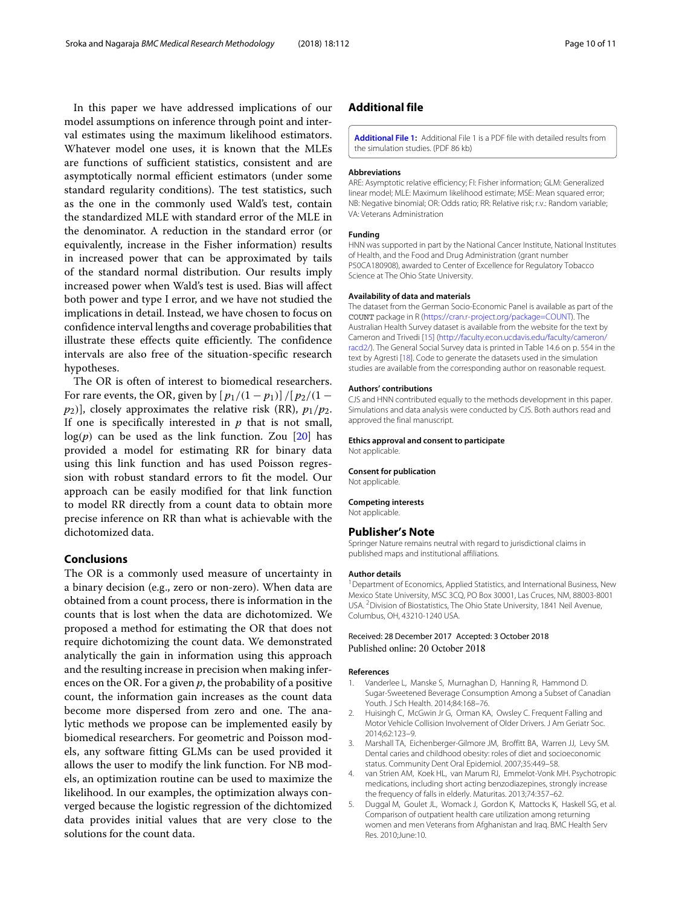In this paper we have addressed implications of our model assumptions on inference through point and interval estimates using the maximum likelihood estimators. Whatever model one uses, it is known that the MLEs are functions of sufficient statistics, consistent and are asymptotically normal efficient estimators (under some standard regularity conditions). The test statistics, such as the one in the commonly used Wald's test, contain the standardized MLE with standard error of the MLE in the denominator. A reduction in the standard error (or equivalently, increase in the Fisher information) results in increased power that can be approximated by tails of the standard normal distribution. Our results imply increased power when Wald's test is used. Bias will affect both power and type I error, and we have not studied the implications in detail. Instead, we have chosen to focus on confidence interval lengths and coverage probabilities that illustrate these effects quite efficiently. The confidence intervals are also free of the situation-specific research hypotheses.

The OR is often of interest to biomedical researchers. For rare events, the OR, given by $[p_1/(1-p_1)]/[p_2/(1-p_2)]$, closely approximates the relative risk (RR), $p_1/p_2$. If one is specifically interested in $p$ that is not small, $\log(p)$ can be used as the link function. Zou [20] has provided a model for estimating RR for binary data using this link function and has used Poisson regression with robust standard errors to fit the model. Our approach can be easily modified for that link function to model RR directly from a count data to obtain more precise inference on RR than what is achievable with the dichotomized data.

## Conclusions

The OR is a commonly used measure of uncertainty in a binary decision (e.g., zero or non-zero). When data are obtained from a count process, there is information in the counts that is lost when the data are dichotomized. We proposed a method for estimating the OR that does not require dichotomizing the count data. We demonstrated analytically the gain in information using this approach and the resulting increase in precision when making inferences on the OR. For a given $p$, the probability of a positive count, the information gain increases as the count data become more dispersed from zero and one. The analytic methods we propose can be implemented easily by biomedical researchers. For geometric and Poisson models, any software fitting GLMs can be used provided it allows the user to modify the link function. For NB models, an optimization routine can be used to maximize the likelihood. In our examples, the optimization always converged because the logistic regression of the dichtomized data provides initial values that are very close to the solutions for the count data.

## Additional file

**Additional File 1:** Additional File 1 is a PDF file with detailed results from the simulation studies. (PDF 86 kb)

#### Abbreviations

ARE: Asymptotic relative efficiency; FI: Fisher information; GLM: Generalized linear model; MLE: Maximum likelihood estimate; MSE: Mean squared error; NB: Negative binomial; OR: Odds ratio; RR: Relative risk; r.v.: Random variable; VA: Veterans Administration

#### Funding

HNN was supported in part by the National Cancer Institute, National Institutes of Health, and the Food and Drug Administration (grant number P50CA180908), awarded to Center of Excellence for Regulatory Tobacco Science at The Ohio State University.

#### Availability of data and materials

The dataset from the German Socio-Economic Panel is available as part of the COUNT package in R (https://cran.r-project.org/package=COUNT). The Australian Health Survey dataset is available from the website for the text by Cameron and Trivedi [15] (http://faculty.econ.ucdavis.edu/faculty/cameron/racd2/). The General Social Survey data is printed in Table 14.6 on p. 554 in the text by Agresti [18]. Code to generate the datasets used in the simulation studies are available from the corresponding author on reasonable request.

#### Authors' contributions

CJS and HNN contributed equally to the methods development in this paper. Simulations and data analysis were conducted by CJS. Both authors read and approved the final manuscript.

#### Ethics approval and consent to participate

Not applicable.

#### Consent for publication

Not applicable.

#### Competing interests

Not applicable.

## Publisher's Note

Springer Nature remains neutral with regard to jurisdictional claims in published maps and institutional affiliations.

#### Author details

[1] Department of Economics, Applied Statistics, and International Business, New Mexico State University, MSC 3CQ, PO Box 30001, Las Cruces, NM, 88003-8001 USA. [2] Division of Biostatistics, The Ohio State University, 1841 Neil Avenue, Columbus, OH, 43210-1240 USA.

Received: 28 December 2017 Accepted: 3 October 2018
Published online: 20 October 2018

#### References

1. Vanderlee L, Manske S, Murnaghan D, Hanning R, Hammond D. Sugar-Sweetened Beverage Consumption Among a Subset of Canadian Youth. J Sch Health. 2014;84:168–76.
2. Huisingh C, McGwin Jr G, Orman KA, Owsley C. Frequent Falling and Motor Vehicle Collision Involvement of Older Drivers. J Am Geriatr Soc. 2014;62:123–9.
3. Marshall TA, Eichenberger-Gilmore JM, Broffitt BA, Warren JJ, Levy SM. Dental caries and childhood obesity: roles of diet and socioeconomic status. Community Dent Oral Epidemiol. 2007;35:449–58.
4. van Strien AM, Koek HL, van Marum RJ, Emmelot-Vonk MH. Psychotropic medications, including short acting benzodiazepines, strongly increase the frequency of falls in elderly. Maturitas. 2013;74:357–62.
5. Duggal M, Goulet JL, Womack J, Gordon K, Mattocks K, Haskell SG, et al. Comparison of outpatient health care utilization among returning women and men Veterans from Afghanistan and Iraq. BMC Health Serv Res. 2010;June:10.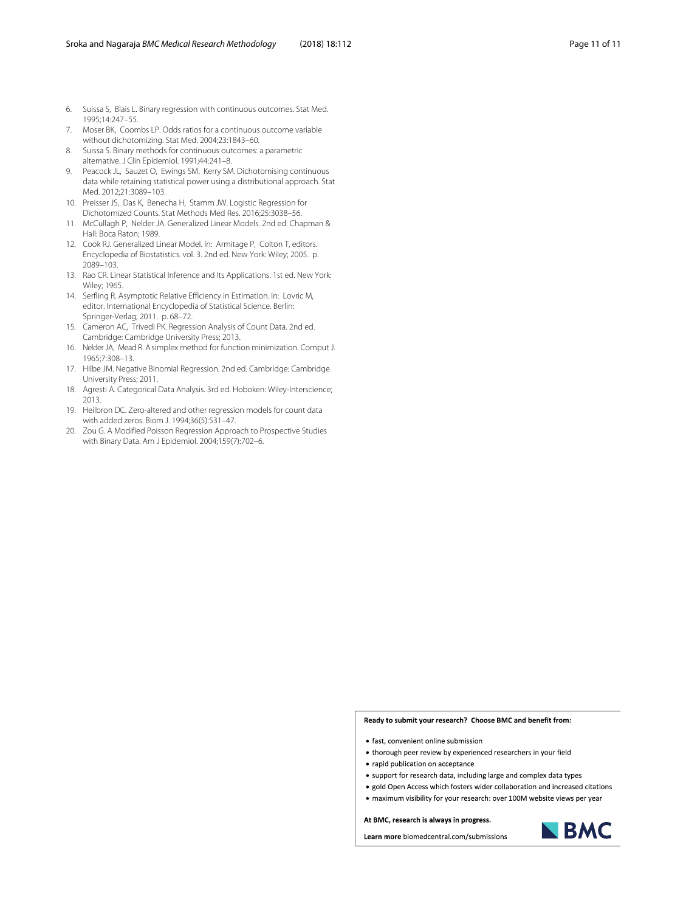6. Suissa S, Blais L. Binary regression with continuous outcomes. Stat Med. 1995;14:247–55.
7. Moser BK, Coombs LP. Odds ratios for a continuous outcome variable without dichotomizing. Stat Med. 2004;23:1843–60.
8. Suissa S. Binary methods for continuous outcomes: a parametric alternative. J Clin Epidemiol. 1991;44:241–8.
9. Peacock JL, Sauzet O, Ewings SM, Kerry SM. Dichotomising continuous data while retaining statistical power using a distributional approach. Stat Med. 2012;21:3089–103.
10. Preisser JS, Das K, Benecha H, Stamm JW. Logistic Regression for Dichotomized Counts. Stat Methods Med Res. 2016;25:3038–56.
11. McCullagh P, Nelder JA. Generalized Linear Models. 2nd ed. Chapman & Hall: Boca Raton; 1989.
12. Cook RJ. Generalized Linear Model. In: Armitage P, Colton T, editors. Encyclopedia of Biostatistics. vol. 3. 2nd ed. New York: Wiley; 2005. p. 2089–103.
13. Rao CR. Linear Statistical Inference and Its Applications. 1st ed. New York: Wiley; 1965.
14. Serfling R. Asymptotic Relative Efficiency in Estimation. In: Lovric M, editor. International Encyclopedia of Statistical Science. Berlin: Springer-Verlag; 2011. p. 68–72.
15. Cameron AC, Trivedi PK. Regression Analysis of Count Data. 2nd ed. Cambridge: Cambridge University Press; 2013.
16. Nelder JA, Mead R. A simplex method for function minimization. Comput J. 1965;7:308–13.
17. Hilbe JM. Negative Binomial Regression. 2nd ed. Cambridge: Cambridge University Press; 2011.
18. Agresti A. Categorical Data Analysis. 3rd ed. Hoboken: Wiley-Interscience; 2013.
19. Heilbron DC. Zero-altered and other regression models for count data with added zeros. Biom J. 1994;36(5):531–47.
20. Zou G. A Modified Poisson Regression Approach to Prospective Studies with Binary Data. Am J Epidemiol. 2004;159(7):702–6.

**Ready to submit your research? Choose BMC and benefit from:**

- fast, convenient online submission
- thorough peer review by experienced researchers in your field
- rapid publication on acceptance
- support for research data, including large and complex data types
- gold Open Access which fosters wider collaboration and increased citations
- maximum visibility for your research: over 100M website views per year

**At BMC, research is always in progress.**

**Learn more** biomedcentral.com/submissions

BMC